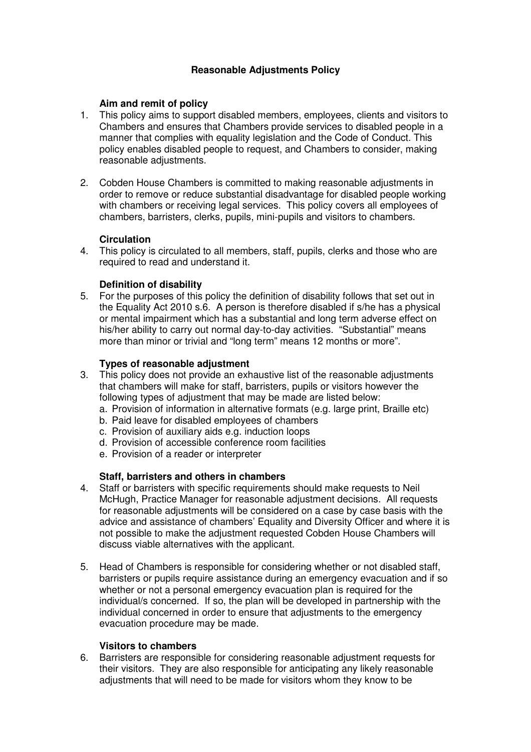# Reasonable Adjustments Policy

### Aim and remit of policy

1. This policy aims to support disabled members, employees, clients and visitors to Chambers and ensures that Chambers provide services to disabled people in a manner that complies with equality legislation and the Code of Conduct. This policy enables disabled people to request, and Chambers to consider, making reasonable adjustments.

2. Cobden House Chambers is committed to making reasonable adjustments in order to remove or reduce substantial disadvantage for disabled people working with chambers or receiving legal services. This policy covers all employees of chambers, barristers, clerks, pupils, mini-pupils and visitors to chambers.

### Circulation

4. This policy is circulated to all members, staff, pupils, clerks and those who are required to read and understand it.

### Definition of disability

5. For the purposes of this policy the definition of disability follows that set out in the Equality Act 2010 s.6. A person is therefore disabled if s/he has a physical or mental impairment which has a substantial and long term adverse effect on his/her ability to carry out normal day-to-day activities. "Substantial" means more than minor or trivial and "long term" means 12 months or more".

### Types of reasonable adjustment

3. This policy does not provide an exhaustive list of the reasonable adjustments that chambers will make for staff, barristers, pupils or visitors however the following types of adjustment that may be made are listed below:
   a. Provision of information in alternative formats (e.g. large print, Braille etc)
   b. Paid leave for disabled employees of chambers
   c. Provision of auxiliary aids e.g. induction loops
   d. Provision of accessible conference room facilities
   e. Provision of a reader or interpreter

### Staff, barristers and others in chambers

4. Staff or barristers with specific requirements should make requests to Neil McHugh, Practice Manager for reasonable adjustment decisions. All requests for reasonable adjustments will be considered on a case by case basis with the advice and assistance of chambers' Equality and Diversity Officer and where it is not possible to make the adjustment requested Cobden House Chambers will discuss viable alternatives with the applicant.

5. Head of Chambers is responsible for considering whether or not disabled staff, barristers or pupils require assistance during an emergency evacuation and if so whether or not a personal emergency evacuation plan is required for the individual/s concerned. If so, the plan will be developed in partnership with the individual concerned in order to ensure that adjustments to the emergency evacuation procedure may be made.

### Visitors to chambers

6. Barristers are responsible for considering reasonable adjustment requests for their visitors. They are also responsible for anticipating any likely reasonable adjustments that will need to be made for visitors whom they know to be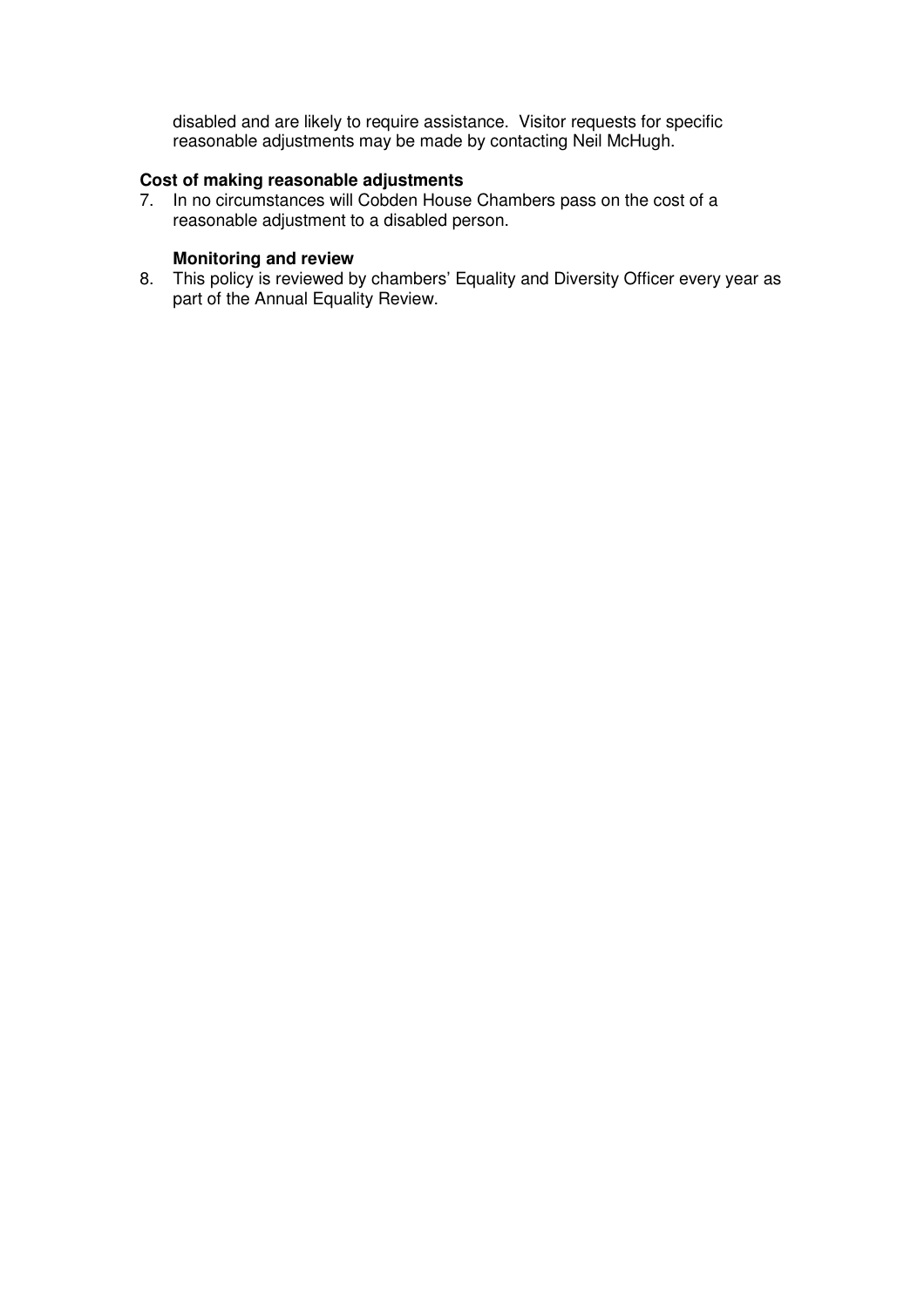disabled and are likely to require assistance. Visitor requests for specific reasonable adjustments may be made by contacting Neil McHugh.

**Cost of making reasonable adjustments**

7. In no circumstances will Cobden House Chambers pass on the cost of a reasonable adjustment to a disabled person.

**Monitoring and review**

8. This policy is reviewed by chambers' Equality and Diversity Officer every year as part of the Annual Equality Review.